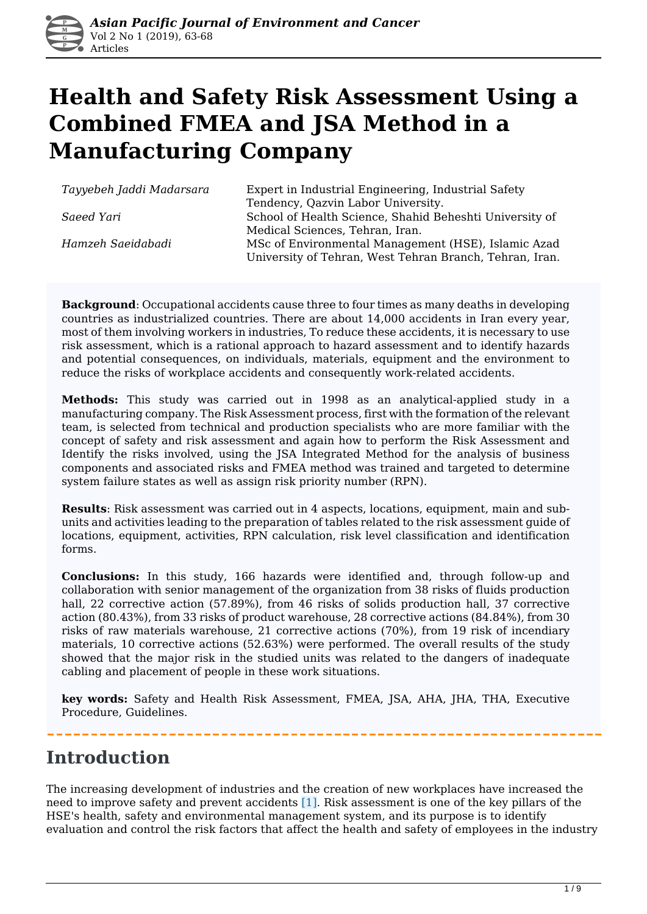# Health and Safety Risk Assessment Using a Combined FMEA and JSA Method in a Manufacturing Company

| | |
|---|---|
| *Tayyebeh Jaddi Madarsara* | Expert in Industrial Engineering, Industrial Safety Tendency, Qazvin Labor University. |
| *Saeed Yari* | School of Health Science, Shahid Beheshti University of Medical Sciences, Tehran, Iran. |
| *Hamzeh Saeidabadi* | MSc of Environmental Management (HSE), Islamic Azad University of Tehran, West Tehran Branch, Tehran, Iran. |

**Background**: Occupational accidents cause three to four times as many deaths in developing countries as industrialized countries. There are about 14,000 accidents in Iran every year, most of them involving workers in industries, To reduce these accidents, it is necessary to use risk assessment, which is a rational approach to hazard assessment and to identify hazards and potential consequences, on individuals, materials, equipment and the environment to reduce the risks of workplace accidents and consequently work-related accidents.

**Methods:** This study was carried out in 1998 as an analytical-applied study in a manufacturing company. The Risk Assessment process, first with the formation of the relevant team, is selected from technical and production specialists who are more familiar with the concept of safety and risk assessment and again how to perform the Risk Assessment and Identify the risks involved, using the JSA Integrated Method for the analysis of business components and associated risks and FMEA method was trained and targeted to determine system failure states as well as assign risk priority number (RPN).

**Results**: Risk assessment was carried out in 4 aspects, locations, equipment, main and sub-units and activities leading to the preparation of tables related to the risk assessment guide of locations, equipment, activities, RPN calculation, risk level classification and identification forms.

**Conclusions:** In this study, 166 hazards were identified and, through follow-up and collaboration with senior management of the organization from 38 risks of fluids production hall, 22 corrective action (57.89%), from 46 risks of solids production hall, 37 corrective action (80.43%), from 33 risks of product warehouse, 28 corrective actions (84.84%), from 30 risks of raw materials warehouse, 21 corrective actions (70%), from 19 risk of incendiary materials, 10 corrective actions (52.63%) were performed. The overall results of the study showed that the major risk in the studied units was related to the dangers of inadequate cabling and placement of people in these work situations.

**key words:** Safety and Health Risk Assessment, FMEA, JSA, AHA, JHA, THA, Executive Procedure, Guidelines.

## Introduction

The increasing development of industries and the creation of new workplaces have increased the need to improve safety and prevent accidents [1]. Risk assessment is one of the key pillars of the HSE's health, safety and environmental management system, and its purpose is to identify evaluation and control the risk factors that affect the health and safety of employees in the industry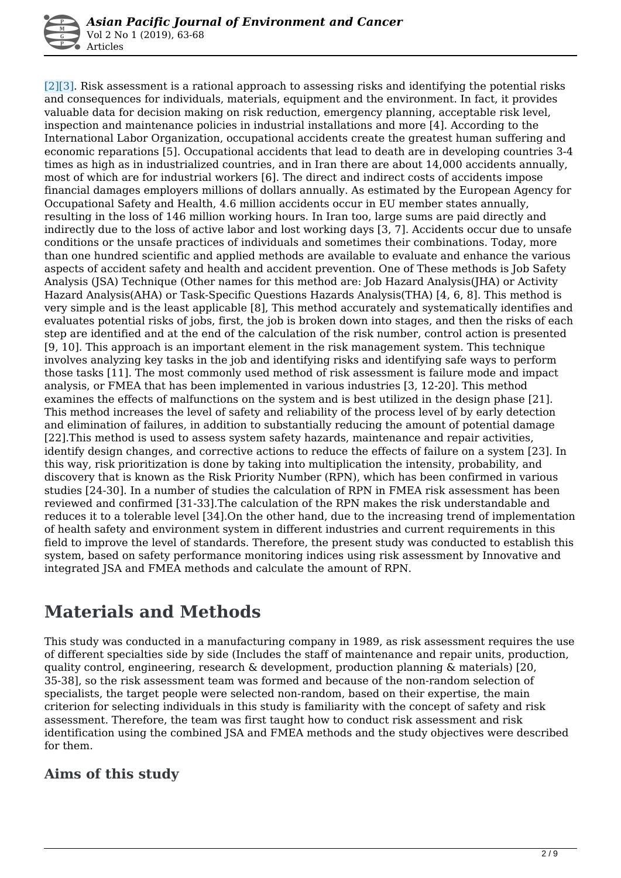[2][3]. Risk assessment is a rational approach to assessing risks and identifying the potential risks and consequences for individuals, materials, equipment and the environment. In fact, it provides valuable data for decision making on risk reduction, emergency planning, acceptable risk level, inspection and maintenance policies in industrial installations and more [4]. According to the International Labor Organization, occupational accidents create the greatest human suffering and economic reparations [5]. Occupational accidents that lead to death are in developing countries 3-4 times as high as in industrialized countries, and in Iran there are about 14,000 accidents annually, most of which are for industrial workers [6]. The direct and indirect costs of accidents impose financial damages employers millions of dollars annually. As estimated by the European Agency for Occupational Safety and Health, 4.6 million accidents occur in EU member states annually, resulting in the loss of 146 million working hours. In Iran too, large sums are paid directly and indirectly due to the loss of active labor and lost working days [3, 7]. Accidents occur due to unsafe conditions or the unsafe practices of individuals and sometimes their combinations. Today, more than one hundred scientific and applied methods are available to evaluate and enhance the various aspects of accident safety and health and accident prevention. One of These methods is Job Safety Analysis (JSA) Technique (Other names for this method are: Job Hazard Analysis(JHA) or Activity Hazard Analysis(AHA) or Task-Specific Questions Hazards Analysis(THA) [4, 6, 8]. This method is very simple and is the least applicable [8], This method accurately and systematically identifies and evaluates potential risks of jobs, first, the job is broken down into stages, and then the risks of each step are identified and at the end of the calculation of the risk number, control action is presented [9, 10]. This approach is an important element in the risk management system. This technique involves analyzing key tasks in the job and identifying risks and identifying safe ways to perform those tasks [11]. The most commonly used method of risk assessment is failure mode and impact analysis, or FMEA that has been implemented in various industries [3, 12-20]. This method examines the effects of malfunctions on the system and is best utilized in the design phase [21]. This method increases the level of safety and reliability of the process level of by early detection and elimination of failures, in addition to substantially reducing the amount of potential damage [22].This method is used to assess system safety hazards, maintenance and repair activities, identify design changes, and corrective actions to reduce the effects of failure on a system [23]. In this way, risk prioritization is done by taking into multiplication the intensity, probability, and discovery that is known as the Risk Priority Number (RPN), which has been confirmed in various studies [24-30]. In a number of studies the calculation of RPN in FMEA risk assessment has been reviewed and confirmed [31-33].The calculation of the RPN makes the risk understandable and reduces it to a tolerable level [34].On the other hand, due to the increasing trend of implementation of health safety and environment system in different industries and current requirements in this field to improve the level of standards. Therefore, the present study was conducted to establish this system, based on safety performance monitoring indices using risk assessment by Innovative and integrated JSA and FMEA methods and calculate the amount of RPN.

# Materials and Methods

This study was conducted in a manufacturing company in 1989, as risk assessment requires the use of different specialties side by side (Includes the staff of maintenance and repair units, production, quality control, engineering, research & development, production planning & materials) [20, 35-38], so the risk assessment team was formed and because of the non-random selection of specialists, the target people were selected non-random, based on their expertise, the main criterion for selecting individuals in this study is familiarity with the concept of safety and risk assessment. Therefore, the team was first taught how to conduct risk assessment and risk identification using the combined JSA and FMEA methods and the study objectives were described for them.

## Aims of this study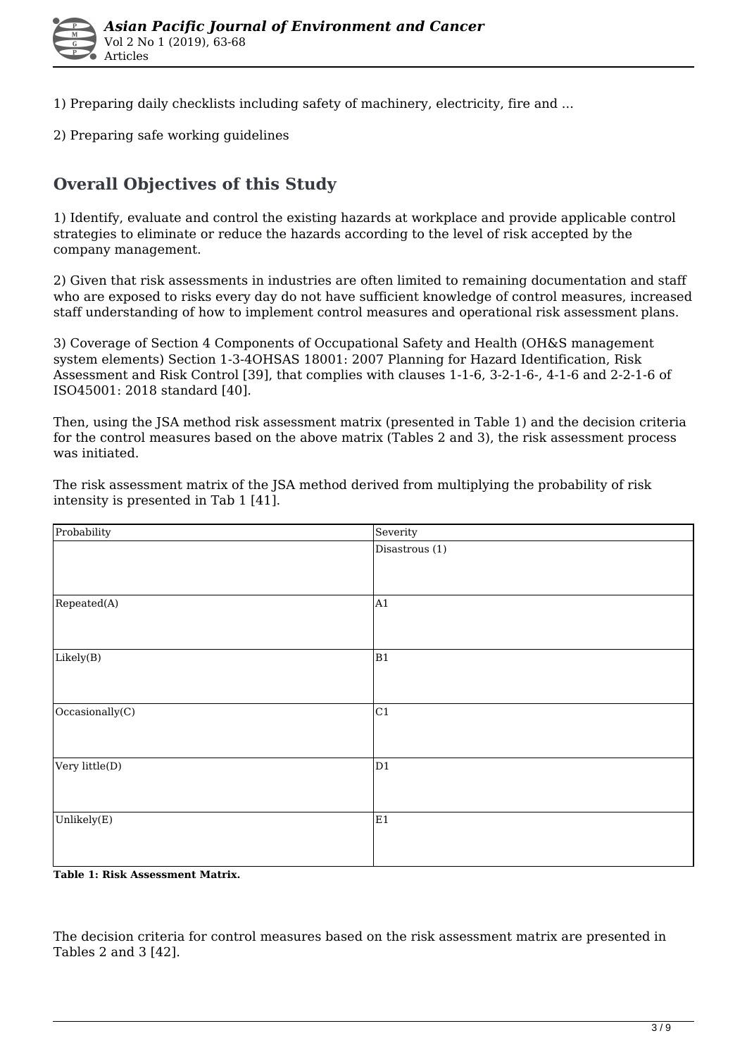1) Preparing daily checklists including safety of machinery, electricity, fire and ...

2) Preparing safe working guidelines

## Overall Objectives of this Study

1) Identify, evaluate and control the existing hazards at workplace and provide applicable control strategies to eliminate or reduce the hazards according to the level of risk accepted by the company management.

2) Given that risk assessments in industries are often limited to remaining documentation and staff who are exposed to risks every day do not have sufficient knowledge of control measures, increased staff understanding of how to implement control measures and operational risk assessment plans.

3) Coverage of Section 4 Components of Occupational Safety and Health (OH&S management system elements) Section 1-3-4OHSAS 18001: 2007 Planning for Hazard Identification, Risk Assessment and Risk Control [39], that complies with clauses 1-1-6, 3-2-1-6-, 4-1-6 and 2-2-1-6 of ISO45001: 2018 standard [40].

Then, using the JSA method risk assessment matrix (presented in Table 1) and the decision criteria for the control measures based on the above matrix (Tables 2 and 3), the risk assessment process was initiated.

The risk assessment matrix of the JSA method derived from multiplying the probability of risk intensity is presented in Tab 1 [41].

| Probability | Severity |
|---|---|
| | Disastrous (1) |
| Repeated(A) | A1 |
| Likely(B) | B1 |
| Occasionally(C) | C1 |
| Very little(D) | D1 |
| Unlikely(E) | E1 |

**Table 1: Risk Assessment Matrix.**

The decision criteria for control measures based on the risk assessment matrix are presented in Tables 2 and 3 [42].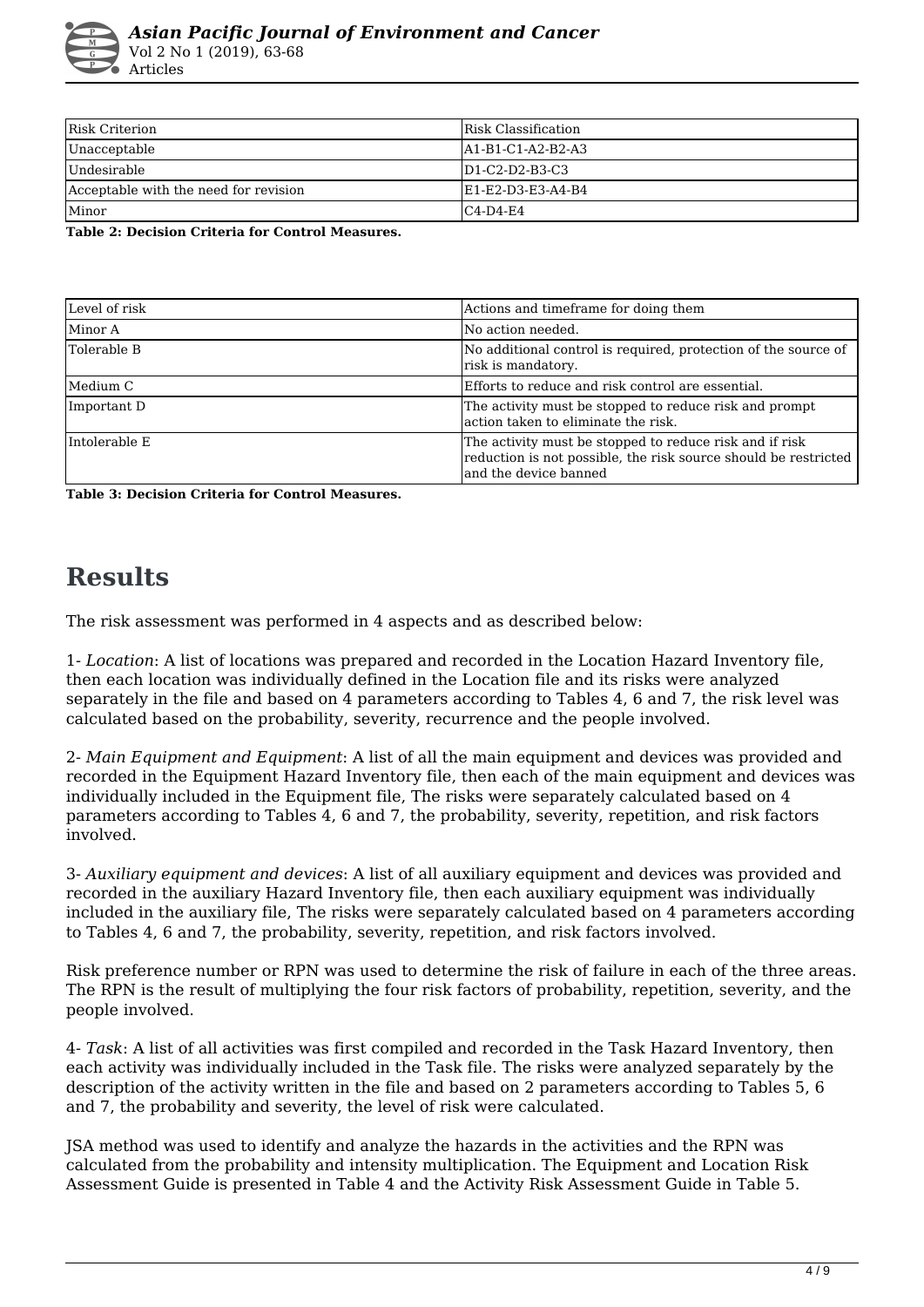| Risk Criterion | Risk Classification |
|---|---|
| Unacceptable | A1-B1-C1-A2-B2-A3 |
| Undesirable | D1-C2-D2-B3-C3 |
| Acceptable with the need for revision | E1-E2-D3-E3-A4-B4 |
| Minor | C4-D4-E4 |

**Table 2: Decision Criteria for Control Measures.**

| Level of risk | Actions and timeframe for doing them |
|---|---|
| Minor A | No action needed. |
| Tolerable B | No additional control is required, protection of the source of risk is mandatory. |
| Medium C | Efforts to reduce and risk control are essential. |
| Important D | The activity must be stopped to reduce risk and prompt action taken to eliminate the risk. |
| Intolerable E | The activity must be stopped to reduce risk and if risk reduction is not possible, the risk source should be restricted and the device banned |

**Table 3: Decision Criteria for Control Measures.**

# Results

The risk assessment was performed in 4 aspects and as described below:

1- *Location*: A list of locations was prepared and recorded in the Location Hazard Inventory file, then each location was individually defined in the Location file and its risks were analyzed separately in the file and based on 4 parameters according to Tables 4, 6 and 7, the risk level was calculated based on the probability, severity, recurrence and the people involved.

2- *Main Equipment and Equipment*: A list of all the main equipment and devices was provided and recorded in the Equipment Hazard Inventory file, then each of the main equipment and devices was individually included in the Equipment file, The risks were separately calculated based on 4 parameters according to Tables 4, 6 and 7, the probability, severity, repetition, and risk factors involved.

3- *Auxiliary equipment and devices*: A list of all auxiliary equipment and devices was provided and recorded in the auxiliary Hazard Inventory file, then each auxiliary equipment was individually included in the auxiliary file, The risks were separately calculated based on 4 parameters according to Tables 4, 6 and 7, the probability, severity, repetition, and risk factors involved.

Risk preference number or RPN was used to determine the risk of failure in each of the three areas. The RPN is the result of multiplying the four risk factors of probability, repetition, severity, and the people involved.

4- *Task*: A list of all activities was first compiled and recorded in the Task Hazard Inventory, then each activity was individually included in the Task file. The risks were analyzed separately by the description of the activity written in the file and based on 2 parameters according to Tables 5, 6 and 7, the probability and severity, the level of risk were calculated.

JSA method was used to identify and analyze the hazards in the activities and the RPN was calculated from the probability and intensity multiplication. The Equipment and Location Risk Assessment Guide is presented in Table 4 and the Activity Risk Assessment Guide in Table 5.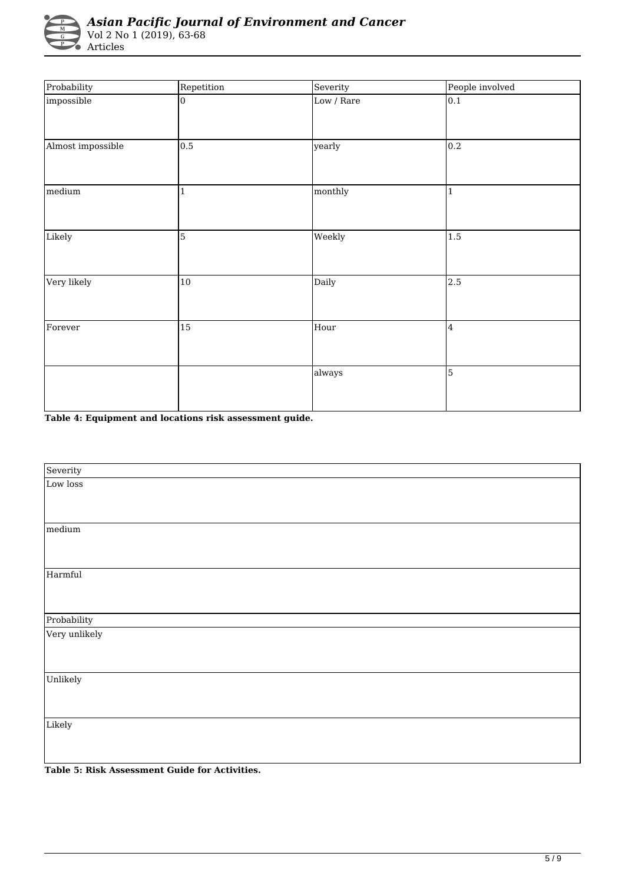| Probability | Repetition | Severity | People involved |
| --- | --- | --- | --- |
| impossible | 0 | Low / Rare | 0.1 |
| Almost impossible | 0.5 | yearly | 0.2 |
| medium | 1 | monthly | 1 |
| Likely | 5 | Weekly | 1.5 |
| Very likely | 10 | Daily | 2.5 |
| Forever | 15 | Hour | 4 |
| | | always | 5 |

**Table 4: Equipment and locations risk assessment guide.**

| Severity |
| --- |
| Low loss |
| medium |
| Harmful |
| Probability |
| Very unlikely |
| Unlikely |
| Likely |

**Table 5: Risk Assessment Guide for Activities.**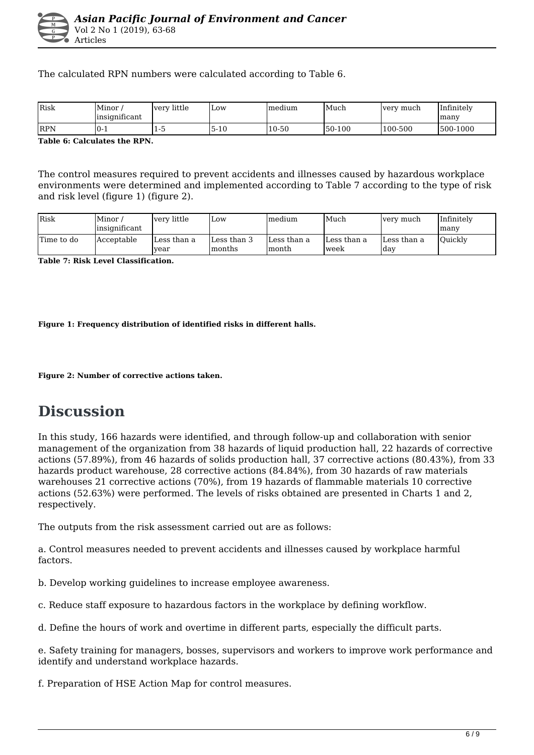The calculated RPN numbers were calculated according to Table 6.

| Risk | Minor / insignificant | very little | Low | medium | Much | very much | Infinitely many |
|---|---|---|---|---|---|---|---|
| RPN | 0-1 | 1-5 | 5-10 | 10-50 | 50-100 | 100-500 | 500-1000 |

**Table 6: Calculates the RPN.**

The control measures required to prevent accidents and illnesses caused by hazardous workplace environments were determined and implemented according to Table 7 according to the type of risk and risk level (figure 1) (figure 2).

| Risk | Minor / insignificant | very little | Low | medium | Much | very much | Infinitely many |
|---|---|---|---|---|---|---|---|
| Time to do | Acceptable | Less than a year | Less than 3 months | Less than a month | Less than a week | Less than a day | Quickly |

**Table 7: Risk Level Classification.**

**Figure 1: Frequency distribution of identified risks in different halls.**

**Figure 2: Number of corrective actions taken.**

# Discussion

In this study, 166 hazards were identified, and through follow-up and collaboration with senior management of the organization from 38 hazards of liquid production hall, 22 hazards of corrective actions (57.89%), from 46 hazards of solids production hall, 37 corrective actions (80.43%), from 33 hazards product warehouse, 28 corrective actions (84.84%), from 30 hazards of raw materials warehouses 21 corrective actions (70%), from 19 hazards of flammable materials 10 corrective actions (52.63%) were performed. The levels of risks obtained are presented in Charts 1 and 2, respectively.

The outputs from the risk assessment carried out are as follows:

a. Control measures needed to prevent accidents and illnesses caused by workplace harmful factors.

b. Develop working guidelines to increase employee awareness.

c. Reduce staff exposure to hazardous factors in the workplace by defining workflow.

d. Define the hours of work and overtime in different parts, especially the difficult parts.

e. Safety training for managers, bosses, supervisors and workers to improve work performance and identify and understand workplace hazards.

f. Preparation of HSE Action Map for control measures.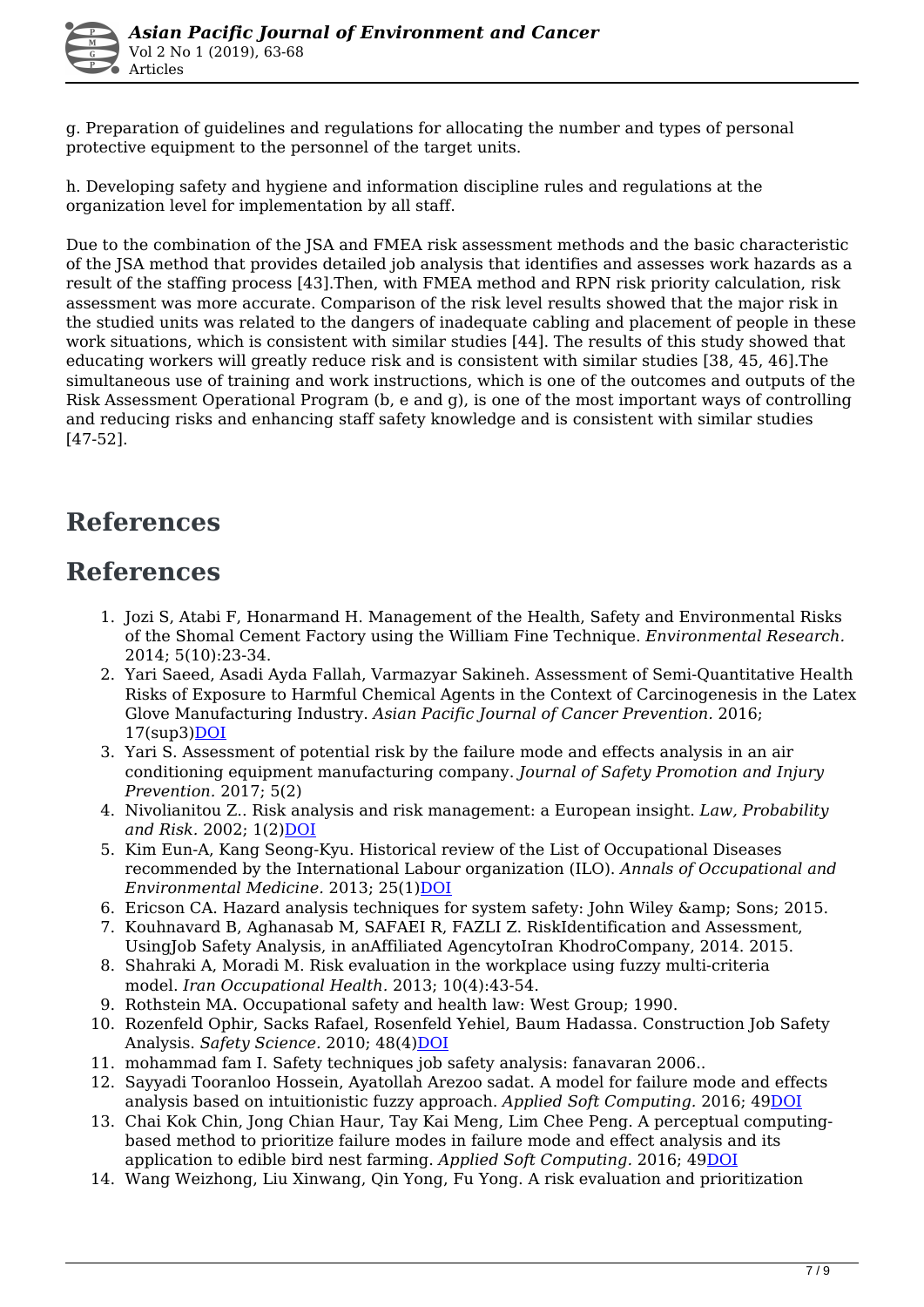g. Preparation of guidelines and regulations for allocating the number and types of personal protective equipment to the personnel of the target units.

h. Developing safety and hygiene and information discipline rules and regulations at the organization level for implementation by all staff.

Due to the combination of the JSA and FMEA risk assessment methods and the basic characteristic of the JSA method that provides detailed job analysis that identifies and assesses work hazards as a result of the staffing process [43].Then, with FMEA method and RPN risk priority calculation, risk assessment was more accurate. Comparison of the risk level results showed that the major risk in the studied units was related to the dangers of inadequate cabling and placement of people in these work situations, which is consistent with similar studies [44]. The results of this study showed that educating workers will greatly reduce risk and is consistent with similar studies [38, 45, 46].The simultaneous use of training and work instructions, which is one of the outcomes and outputs of the Risk Assessment Operational Program (b, e and g), is one of the most important ways of controlling and reducing risks and enhancing staff safety knowledge and is consistent with similar studies [47-52].

## References

## References

1. Jozi S, Atabi F, Honarmand H. Management of the Health, Safety and Environmental Risks of the Shomal Cement Factory using the William Fine Technique. *Environmental Research.* 2014; 5(10):23-34.
2. Yari Saeed, Asadi Ayda Fallah, Varmazyar Sakineh. Assessment of Semi-Quantitative Health Risks of Exposure to Harmful Chemical Agents in the Context of Carcinogenesis in the Latex Glove Manufacturing Industry. *Asian Pacific Journal of Cancer Prevention.* 2016; 17(sup3)DOI
3. Yari S. Assessment of potential risk by the failure mode and effects analysis in an air conditioning equipment manufacturing company. *Journal of Safety Promotion and Injury Prevention.* 2017; 5(2)
4. Nivolianitou Z.. Risk analysis and risk management: a European insight. *Law, Probability and Risk.* 2002; 1(2)DOI
5. Kim Eun-A, Kang Seong-Kyu. Historical review of the List of Occupational Diseases recommended by the International Labour organization (ILO). *Annals of Occupational and Environmental Medicine.* 2013; 25(1)DOI
6. Ericson CA. Hazard analysis techniques for system safety: John Wiley &amp; Sons; 2015.
7. Kouhnavard B, Aghanasab M, SAFAEI R, FAZLI Z. RiskIdentification and Assessment, UsingJob Safety Analysis, in anAffiliated AgencytoIran KhodroCompany, 2014. 2015.
8. Shahraki A, Moradi M. Risk evaluation in the workplace using fuzzy multi-criteria model. *Iran Occupational Health.* 2013; 10(4):43-54.
9. Rothstein MA. Occupational safety and health law: West Group; 1990.
10. Rozenfeld Ophir, Sacks Rafael, Rosenfeld Yehiel, Baum Hadassa. Construction Job Safety Analysis. *Safety Science.* 2010; 48(4)DOI
11. mohammad fam I. Safety techniques job safety analysis: fanavaran 2006..
12. Sayyadi Tooranloo Hossein, Ayatollah Arezoo sadat. A model for failure mode and effects analysis based on intuitionistic fuzzy approach. *Applied Soft Computing.* 2016; 49DOI
13. Chai Kok Chin, Jong Chian Haur, Tay Kai Meng, Lim Chee Peng. A perceptual computing-based method to prioritize failure modes in failure mode and effect analysis and its application to edible bird nest farming. *Applied Soft Computing.* 2016; 49DOI
14. Wang Weizhong, Liu Xinwang, Qin Yong, Fu Yong. A risk evaluation and prioritization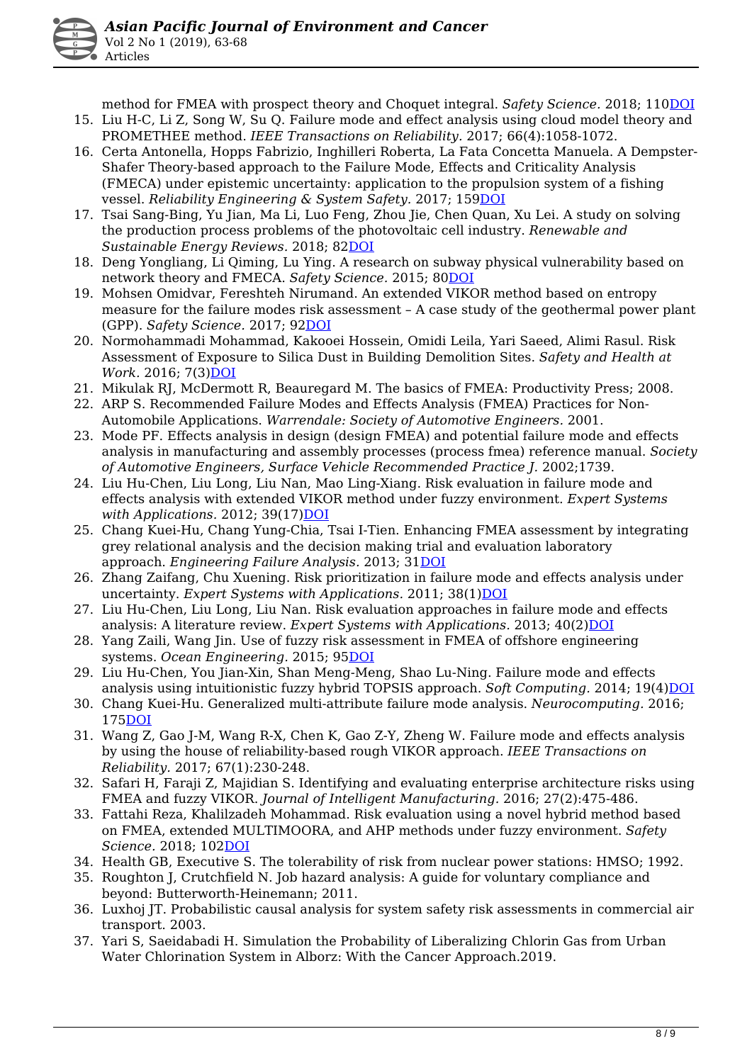method for FMEA with prospect theory and Choquet integral. *Safety Science.* 2018; 110DOI

15. Liu H-C, Li Z, Song W, Su Q. Failure mode and effect analysis using cloud model theory and PROMETHEE method. *IEEE Transactions on Reliability.* 2017; 66(4):1058-1072.
16. Certa Antonella, Hopps Fabrizio, Inghilleri Roberta, La Fata Concetta Manuela. A Dempster-Shafer Theory-based approach to the Failure Mode, Effects and Criticality Analysis (FMECA) under epistemic uncertainty: application to the propulsion system of a fishing vessel. *Reliability Engineering & System Safety.* 2017; 159DOI
17. Tsai Sang-Bing, Yu Jian, Ma Li, Luo Feng, Zhou Jie, Chen Quan, Xu Lei. A study on solving the production process problems of the photovoltaic cell industry. *Renewable and Sustainable Energy Reviews.* 2018; 82DOI
18. Deng Yongliang, Li Qiming, Lu Ying. A research on subway physical vulnerability based on network theory and FMECA. *Safety Science.* 2015; 80DOI
19. Mohsen Omidvar, Fereshteh Nirumand. An extended VIKOR method based on entropy measure for the failure modes risk assessment – A case study of the geothermal power plant (GPP). *Safety Science.* 2017; 92DOI
20. Normohammadi Mohammad, Kakooei Hossein, Omidi Leila, Yari Saeed, Alimi Rasul. Risk Assessment of Exposure to Silica Dust in Building Demolition Sites. *Safety and Health at Work.* 2016; 7(3)DOI
21. Mikulak RJ, McDermott R, Beauregard M. The basics of FMEA: Productivity Press; 2008.
22. ARP S. Recommended Failure Modes and Effects Analysis (FMEA) Practices for Non-Automobile Applications. *Warrendale: Society of Automotive Engineers.* 2001.
23. Mode PF. Effects analysis in design (design FMEA) and potential failure mode and effects analysis in manufacturing and assembly processes (process fmea) reference manual. *Society of Automotive Engineers, Surface Vehicle Recommended Practice J.* 2002;1739.
24. Liu Hu-Chen, Liu Long, Liu Nan, Mao Ling-Xiang. Risk evaluation in failure mode and effects analysis with extended VIKOR method under fuzzy environment. *Expert Systems with Applications.* 2012; 39(17)DOI
25. Chang Kuei-Hu, Chang Yung-Chia, Tsai I-Tien. Enhancing FMEA assessment by integrating grey relational analysis and the decision making trial and evaluation laboratory approach. *Engineering Failure Analysis.* 2013; 31DOI
26. Zhang Zaifang, Chu Xuening. Risk prioritization in failure mode and effects analysis under uncertainty. *Expert Systems with Applications.* 2011; 38(1)DOI
27. Liu Hu-Chen, Liu Long, Liu Nan. Risk evaluation approaches in failure mode and effects analysis: A literature review. *Expert Systems with Applications.* 2013; 40(2)DOI
28. Yang Zaili, Wang Jin. Use of fuzzy risk assessment in FMEA of offshore engineering systems. *Ocean Engineering.* 2015; 95DOI
29. Liu Hu-Chen, You Jian-Xin, Shan Meng-Meng, Shao Lu-Ning. Failure mode and effects analysis using intuitionistic fuzzy hybrid TOPSIS approach. *Soft Computing.* 2014; 19(4)DOI
30. Chang Kuei-Hu. Generalized multi-attribute failure mode analysis. *Neurocomputing.* 2016; 175DOI
31. Wang Z, Gao J-M, Wang R-X, Chen K, Gao Z-Y, Zheng W. Failure mode and effects analysis by using the house of reliability-based rough VIKOR approach. *IEEE Transactions on Reliability.* 2017; 67(1):230-248.
32. Safari H, Faraji Z, Majidian S. Identifying and evaluating enterprise architecture risks using FMEA and fuzzy VIKOR. *Journal of Intelligent Manufacturing.* 2016; 27(2):475-486.
33. Fattahi Reza, Khalilzadeh Mohammad. Risk evaluation using a novel hybrid method based on FMEA, extended MULTIMOORA, and AHP methods under fuzzy environment. *Safety Science.* 2018; 102DOI
34. Health GB, Executive S. The tolerability of risk from nuclear power stations: HMSO; 1992.
35. Roughton J, Crutchfield N. Job hazard analysis: A guide for voluntary compliance and beyond: Butterworth-Heinemann; 2011.
36. Luxhoj JT. Probabilistic causal analysis for system safety risk assessments in commercial air transport. 2003.
37. Yari S, Saeidabadi H. Simulation the Probability of Liberalizing Chlorin Gas from Urban Water Chlorination System in Alborz: With the Cancer Approach.2019.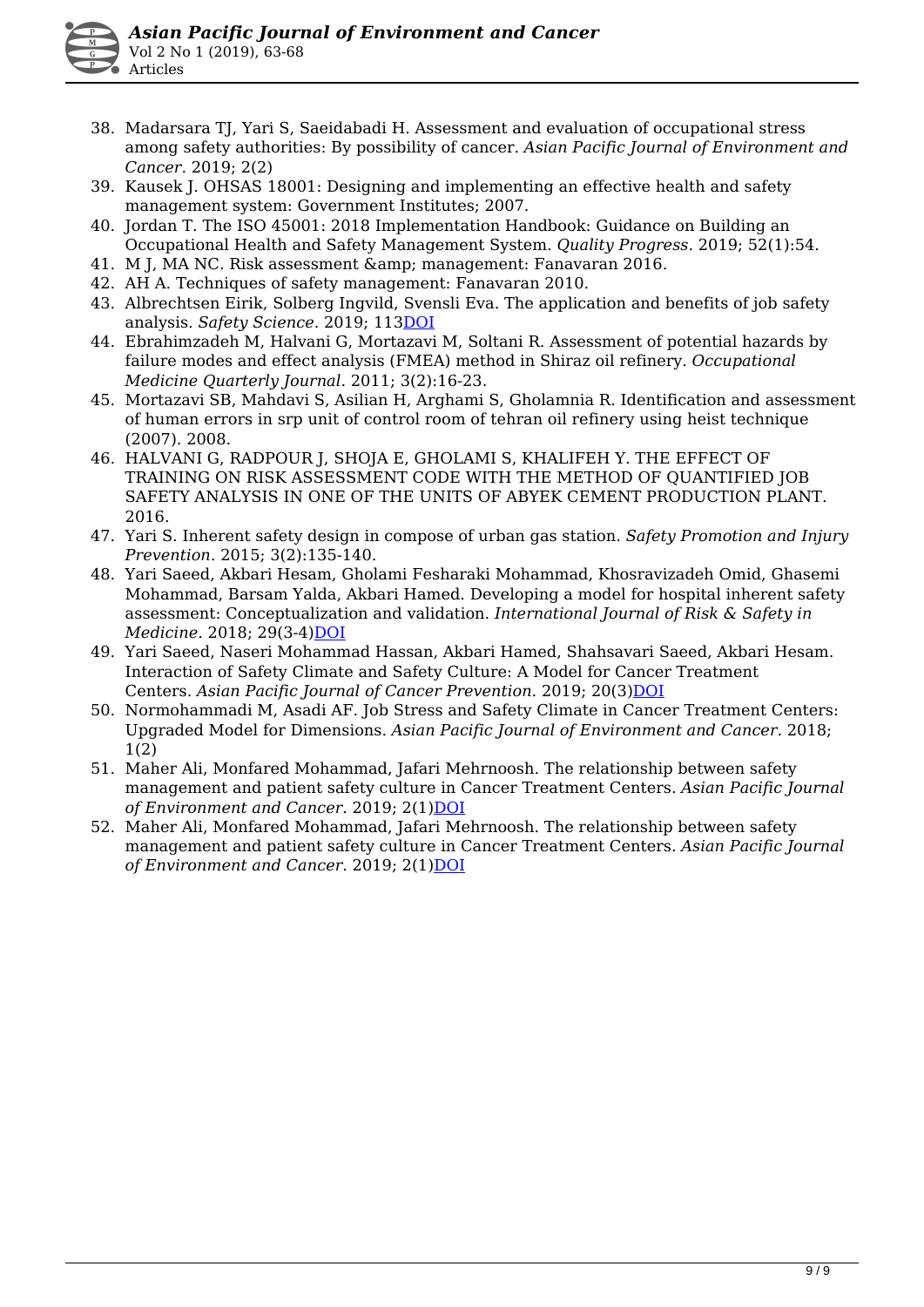38. Madarsara TJ, Yari S, Saeidabadi H. Assessment and evaluation of occupational stress among safety authorities: By possibility of cancer. *Asian Pacific Journal of Environment and Cancer.* 2019; 2(2)
39. Kausek J. OHSAS 18001: Designing and implementing an effective health and safety management system: Government Institutes; 2007.
40. Jordan T. The ISO 45001: 2018 Implementation Handbook: Guidance on Building an Occupational Health and Safety Management System. *Quality Progress.* 2019; 52(1):54.
41. M J, MA NC. Risk assessment &amp; management: Fanavaran 2016.
42. AH A. Techniques of safety management: Fanavaran 2010.
43. Albrechtsen Eirik, Solberg Ingvild, Svensli Eva. The application and benefits of job safety analysis. *Safety Science.* 2019; 113DOI
44. Ebrahimzadeh M, Halvani G, Mortazavi M, Soltani R. Assessment of potential hazards by failure modes and effect analysis (FMEA) method in Shiraz oil refinery. *Occupational Medicine Quarterly Journal.* 2011; 3(2):16-23.
45. Mortazavi SB, Mahdavi S, Asilian H, Arghami S, Gholamnia R. Identification and assessment of human errors in srp unit of control room of tehran oil refinery using heist technique (2007). 2008.
46. HALVANI G, RADPOUR J, SHOJA E, GHOLAMI S, KHALIFEH Y. THE EFFECT OF TRAINING ON RISK ASSESSMENT CODE WITH THE METHOD OF QUANTIFIED JOB SAFETY ANALYSIS IN ONE OF THE UNITS OF ABYEK CEMENT PRODUCTION PLANT. 2016.
47. Yari S. Inherent safety design in compose of urban gas station. *Safety Promotion and Injury Prevention.* 2015; 3(2):135-140.
48. Yari Saeed, Akbari Hesam, Gholami Fesharaki Mohammad, Khosravizadeh Omid, Ghasemi Mohammad, Barsam Yalda, Akbari Hamed. Developing a model for hospital inherent safety assessment: Conceptualization and validation. *International Journal of Risk & Safety in Medicine.* 2018; 29(3-4)DOI
49. Yari Saeed, Naseri Mohammad Hassan, Akbari Hamed, Shahsavari Saeed, Akbari Hesam. Interaction of Safety Climate and Safety Culture: A Model for Cancer Treatment Centers. *Asian Pacific Journal of Cancer Prevention.* 2019; 20(3)DOI
50. Normohammadi M, Asadi AF. Job Stress and Safety Climate in Cancer Treatment Centers: Upgraded Model for Dimensions. *Asian Pacific Journal of Environment and Cancer.* 2018; 1(2)
51. Maher Ali, Monfared Mohammad, Jafari Mehrnoosh. The relationship between safety management and patient safety culture in Cancer Treatment Centers. *Asian Pacific Journal of Environment and Cancer.* 2019; 2(1)DOI
52. Maher Ali, Monfared Mohammad, Jafari Mehrnoosh. The relationship between safety management and patient safety culture in Cancer Treatment Centers. *Asian Pacific Journal of Environment and Cancer.* 2019; 2(1)DOI